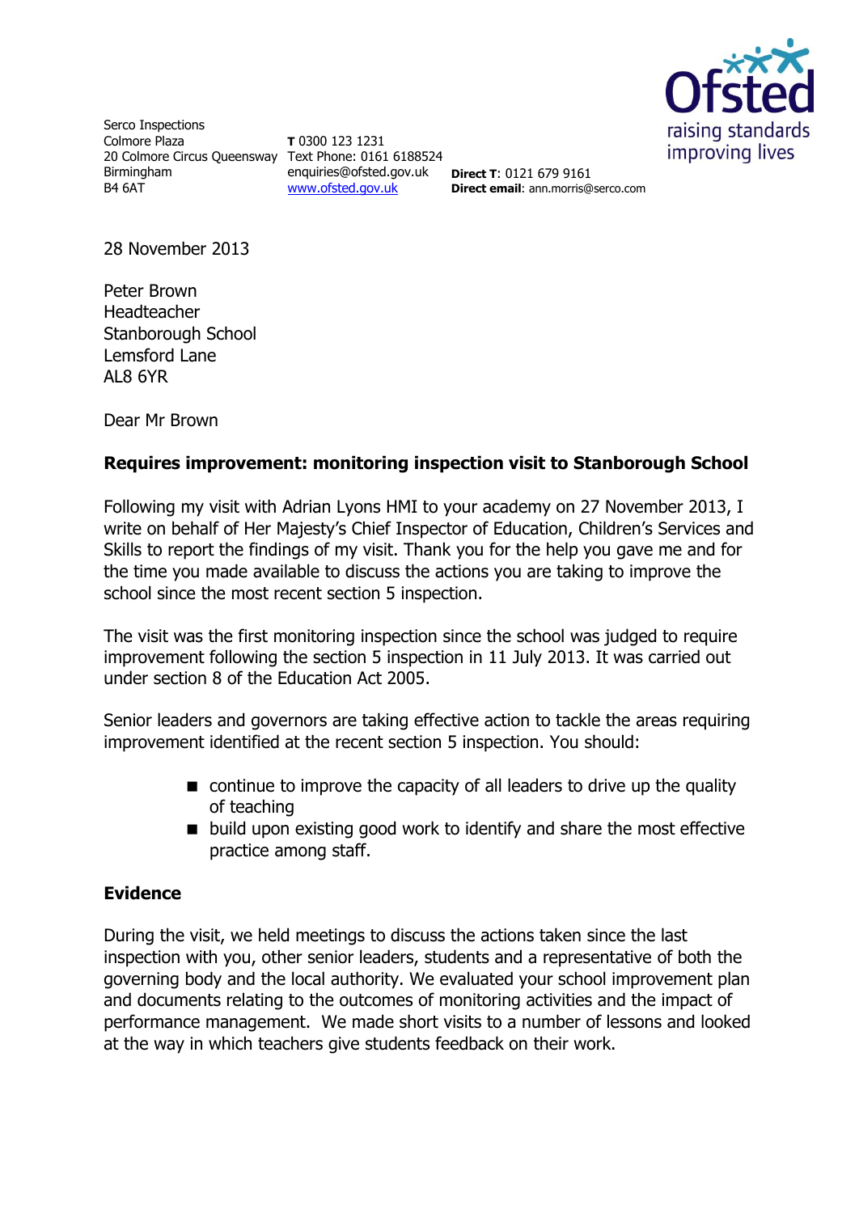Serco Inspections
Colmore Plaza
20 Colmore Circus Queensway
Birmingham
B4 6AT

**T** 0300 123 1231
Text Phone: 0161 6188524
enquiries@ofsted.gov.uk
www.ofsted.gov.uk

**Direct T**: 0121 679 9161
**Direct email**: ann.morris@serco.com

28 November 2013

Peter Brown
Headteacher
Stanborough School
Lemsford Lane
AL8 6YR

Dear Mr Brown

**Requires improvement: monitoring inspection visit to Stanborough School**

Following my visit with Adrian Lyons HMI to your academy on 27 November 2013, I write on behalf of Her Majesty's Chief Inspector of Education, Children's Services and Skills to report the findings of my visit. Thank you for the help you gave me and for the time you made available to discuss the actions you are taking to improve the school since the most recent section 5 inspection.

The visit was the first monitoring inspection since the school was judged to require improvement following the section 5 inspection in 11 July 2013. It was carried out under section 8 of the Education Act 2005.

Senior leaders and governors are taking effective action to tackle the areas requiring improvement identified at the recent section 5 inspection. You should:

- continue to improve the capacity of all leaders to drive up the quality of teaching
- build upon existing good work to identify and share the most effective practice among staff.

## Evidence

During the visit, we held meetings to discuss the actions taken since the last inspection with you, other senior leaders, students and a representative of both the governing body and the local authority. We evaluated your school improvement plan and documents relating to the outcomes of monitoring activities and the impact of performance management. We made short visits to a number of lessons and looked at the way in which teachers give students feedback on their work.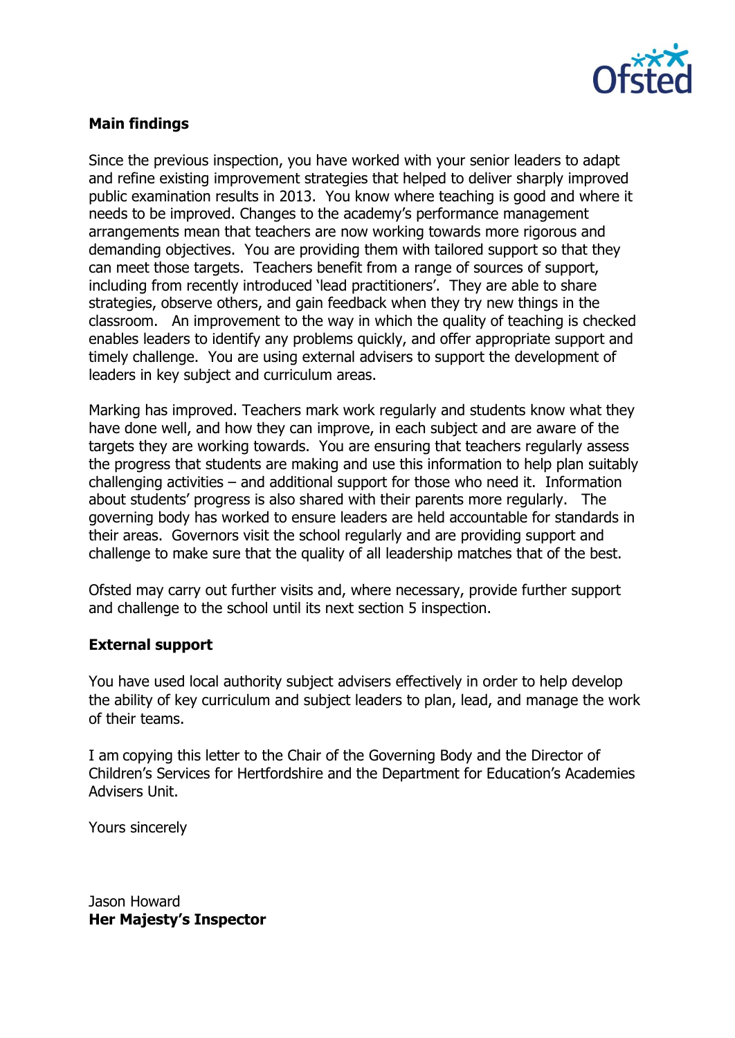**Main findings**

Since the previous inspection, you have worked with your senior leaders to adapt and refine existing improvement strategies that helped to deliver sharply improved public examination results in 2013. You know where teaching is good and where it needs to be improved. Changes to the academy's performance management arrangements mean that teachers are now working towards more rigorous and demanding objectives. You are providing them with tailored support so that they can meet those targets. Teachers benefit from a range of sources of support, including from recently introduced 'lead practitioners'. They are able to share strategies, observe others, and gain feedback when they try new things in the classroom. An improvement to the way in which the quality of teaching is checked enables leaders to identify any problems quickly, and offer appropriate support and timely challenge. You are using external advisers to support the development of leaders in key subject and curriculum areas.

Marking has improved. Teachers mark work regularly and students know what they have done well, and how they can improve, in each subject and are aware of the targets they are working towards. You are ensuring that teachers regularly assess the progress that students are making and use this information to help plan suitably challenging activities – and additional support for those who need it. Information about students' progress is also shared with their parents more regularly. The governing body has worked to ensure leaders are held accountable for standards in their areas. Governors visit the school regularly and are providing support and challenge to make sure that the quality of all leadership matches that of the best.

Ofsted may carry out further visits and, where necessary, provide further support and challenge to the school until its next section 5 inspection.

**External support**

You have used local authority subject advisers effectively in order to help develop the ability of key curriculum and subject leaders to plan, lead, and manage the work of their teams.

I am copying this letter to the Chair of the Governing Body and the Director of Children's Services for Hertfordshire and the Department for Education's Academies Advisers Unit.

Yours sincerely

Jason Howard
**Her Majesty's Inspector**